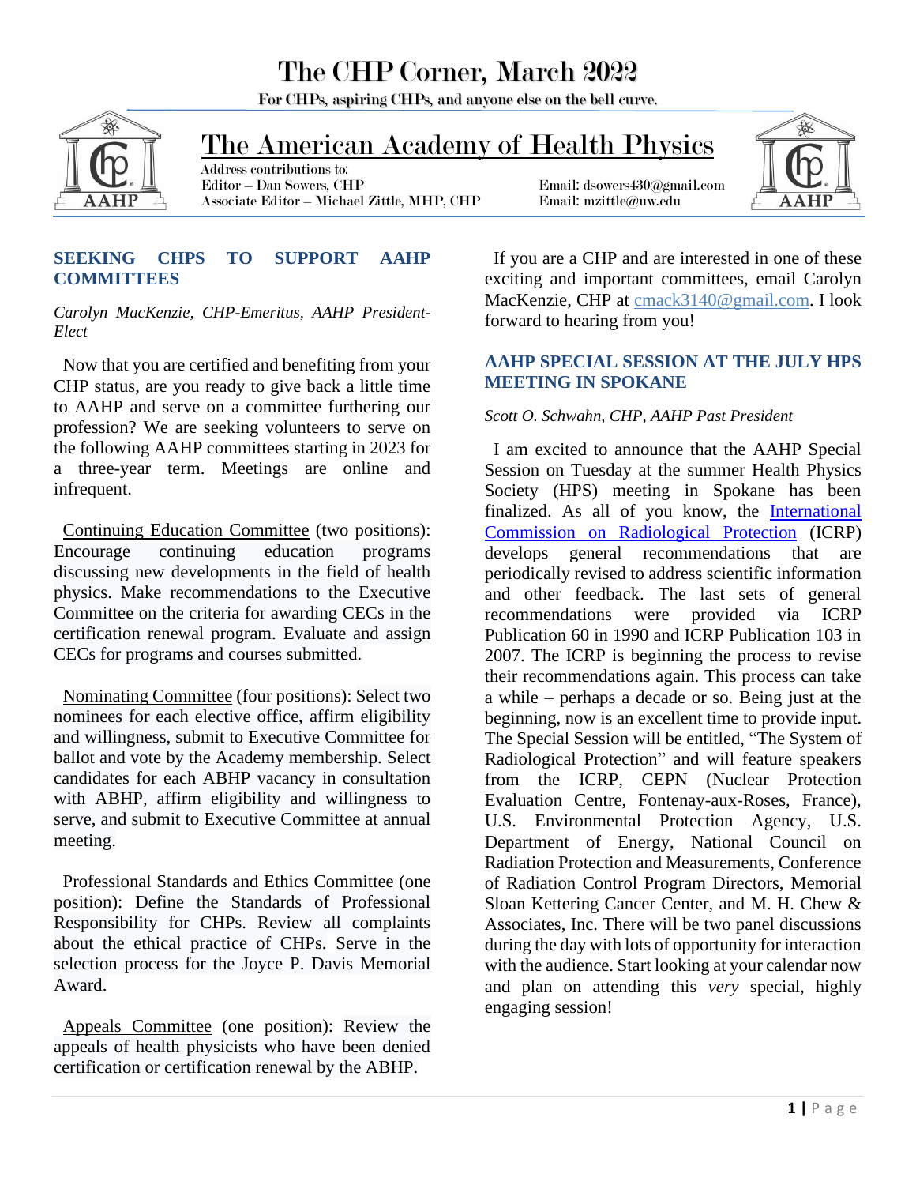# The CHP Corner, March 2022

For CHPs, aspiring CHPs, and anyone else on the bell curve.

## The American Academy of Health Physics

Address contributions to:
Editor – Dan Sowers, CHP — Email: dsowers430@gmail.com
Associate Editor – Michael Zittle, MHP, CHP — Email: mzittle@uw.edu

### SEEKING CHPS TO SUPPORT AAHP COMMITTEES

*Carolyn MacKenzie, CHP-Emeritus, AAHP President-Elect*

Now that you are certified and benefiting from your CHP status, are you ready to give back a little time to AAHP and serve on a committee furthering our profession? We are seeking volunteers to serve on the following AAHP committees starting in 2023 for a three-year term. Meetings are online and infrequent.

Continuing Education Committee (two positions): Encourage continuing education programs discussing new developments in the field of health physics. Make recommendations to the Executive Committee on the criteria for awarding CECs in the certification renewal program. Evaluate and assign CECs for programs and courses submitted.

Nominating Committee (four positions): Select two nominees for each elective office, affirm eligibility and willingness, submit to Executive Committee for ballot and vote by the Academy membership. Select candidates for each ABHP vacancy in consultation with ABHP, affirm eligibility and willingness to serve, and submit to Executive Committee at annual meeting.

Professional Standards and Ethics Committee (one position): Define the Standards of Professional Responsibility for CHPs. Review all complaints about the ethical practice of CHPs. Serve in the selection process for the Joyce P. Davis Memorial Award.

Appeals Committee (one position): Review the appeals of health physicists who have been denied certification or certification renewal by the ABHP.

If you are a CHP and are interested in one of these exciting and important committees, email Carolyn MacKenzie, CHP at cmack3140@gmail.com. I look forward to hearing from you!

### AAHP SPECIAL SESSION AT THE JULY HPS MEETING IN SPOKANE

*Scott O. Schwahn, CHP, AAHP Past President*

I am excited to announce that the AAHP Special Session on Tuesday at the summer Health Physics Society (HPS) meeting in Spokane has been finalized. As all of you know, the International Commission on Radiological Protection (ICRP) develops general recommendations that are periodically revised to address scientific information and other feedback. The last sets of general recommendations were provided via ICRP Publication 60 in 1990 and ICRP Publication 103 in 2007. The ICRP is beginning the process to revise their recommendations again. This process can take a while – perhaps a decade or so. Being just at the beginning, now is an excellent time to provide input. The Special Session will be entitled, "The System of Radiological Protection" and will feature speakers from the ICRP, CEPN (Nuclear Protection Evaluation Centre, Fontenay-aux-Roses, France), U.S. Environmental Protection Agency, U.S. Department of Energy, National Council on Radiation Protection and Measurements, Conference of Radiation Control Program Directors, Memorial Sloan Kettering Cancer Center, and M. H. Chew & Associates, Inc. There will be two panel discussions during the day with lots of opportunity for interaction with the audience. Start looking at your calendar now and plan on attending this *very* special, highly engaging session!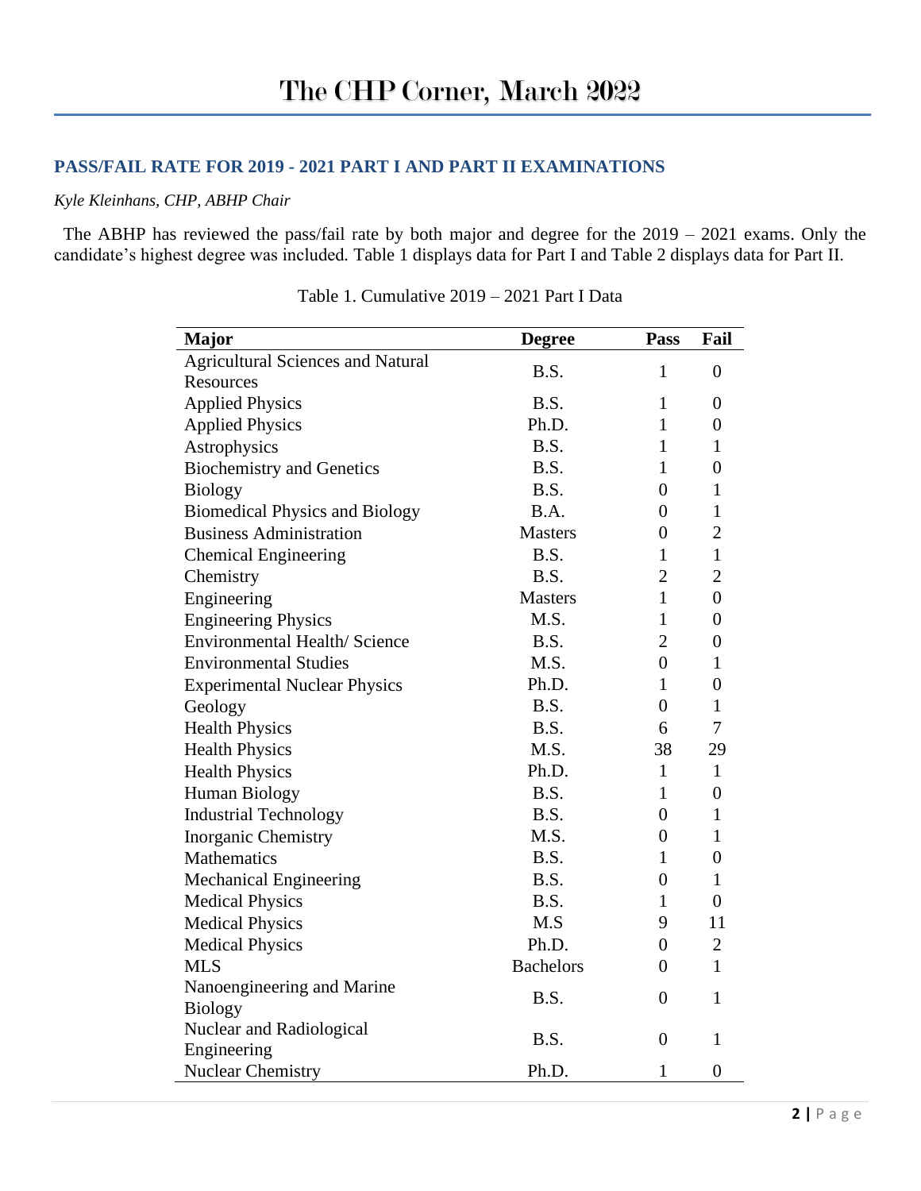## PASS/FAIL RATE FOR 2019 - 2021 PART I AND PART II EXAMINATIONS

*Kyle Kleinhans, CHP, ABHP Chair*

The ABHP has reviewed the pass/fail rate by both major and degree for the 2019 – 2021 exams. Only the candidate's highest degree was included. Table 1 displays data for Part I and Table 2 displays data for Part II.

Table 1. Cumulative 2019 – 2021 Part I Data

| Major | Degree | Pass | Fail |
|---|---|---|---|
| Agricultural Sciences and Natural Resources | B.S. | 1 | 0 |
| Applied Physics | B.S. | 1 | 0 |
| Applied Physics | Ph.D. | 1 | 0 |
| Astrophysics | B.S. | 1 | 1 |
| Biochemistry and Genetics | B.S. | 1 | 0 |
| Biology | B.S. | 0 | 1 |
| Biomedical Physics and Biology | B.A. | 0 | 1 |
| Business Administration | Masters | 0 | 2 |
| Chemical Engineering | B.S. | 1 | 1 |
| Chemistry | B.S. | 2 | 2 |
| Engineering | Masters | 1 | 0 |
| Engineering Physics | M.S. | 1 | 0 |
| Environmental Health/ Science | B.S. | 2 | 0 |
| Environmental Studies | M.S. | 0 | 1 |
| Experimental Nuclear Physics | Ph.D. | 1 | 0 |
| Geology | B.S. | 0 | 1 |
| Health Physics | B.S. | 6 | 7 |
| Health Physics | M.S. | 38 | 29 |
| Health Physics | Ph.D. | 1 | 1 |
| Human Biology | B.S. | 1 | 0 |
| Industrial Technology | B.S. | 0 | 1 |
| Inorganic Chemistry | M.S. | 0 | 1 |
| Mathematics | B.S. | 1 | 0 |
| Mechanical Engineering | B.S. | 0 | 1 |
| Medical Physics | B.S. | 1 | 0 |
| Medical Physics | M.S | 9 | 11 |
| Medical Physics | Ph.D. | 0 | 2 |
| MLS | Bachelors | 0 | 1 |
| Nanoengineering and Marine Biology | B.S. | 0 | 1 |
| Nuclear and Radiological Engineering | B.S. | 0 | 1 |
| Nuclear Chemistry | Ph.D. | 1 | 0 |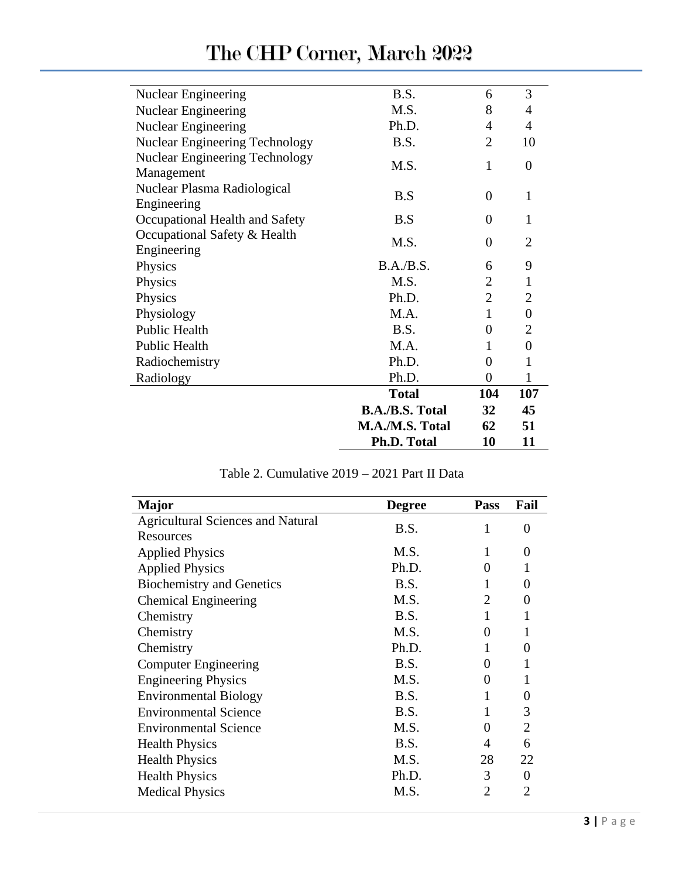| | | | |
|---|---|---|---|
| Nuclear Engineering | B.S. | 6 | 3 |
| Nuclear Engineering | M.S. | 8 | 4 |
| Nuclear Engineering | Ph.D. | 4 | 4 |
| Nuclear Engineering Technology | B.S. | 2 | 10 |
| Nuclear Engineering Technology Management | M.S. | 1 | 0 |
| Nuclear Plasma Radiological Engineering | B.S | 0 | 1 |
| Occupational Health and Safety | B.S | 0 | 1 |
| Occupational Safety & Health Engineering | M.S. | 0 | 2 |
| Physics | B.A./B.S. | 6 | 9 |
| Physics | M.S. | 2 | 1 |
| Physics | Ph.D. | 2 | 2 |
| Physiology | M.A. | 1 | 0 |
| Public Health | B.S. | 0 | 2 |
| Public Health | M.A. | 1 | 0 |
| Radiochemistry | Ph.D. | 0 | 1 |
| Radiology | Ph.D. | 0 | 1 |
| | **Total** | **104** | **107** |
| | **B.A./B.S. Total** | **32** | **45** |
| | **M.A./M.S. Total** | **62** | **51** |
| | **Ph.D. Total** | **10** | **11** |

Table 2. Cumulative 2019 – 2021 Part II Data

| Major | Degree | Pass | Fail |
|---|---|---|---|
| Agricultural Sciences and Natural Resources | B.S. | 1 | 0 |
| Applied Physics | M.S. | 1 | 0 |
| Applied Physics | Ph.D. | 0 | 1 |
| Biochemistry and Genetics | B.S. | 1 | 0 |
| Chemical Engineering | M.S. | 2 | 0 |
| Chemistry | B.S. | 1 | 1 |
| Chemistry | M.S. | 0 | 1 |
| Chemistry | Ph.D. | 1 | 0 |
| Computer Engineering | B.S. | 0 | 1 |
| Engineering Physics | M.S. | 0 | 1 |
| Environmental Biology | B.S. | 1 | 0 |
| Environmental Science | B.S. | 1 | 3 |
| Environmental Science | M.S. | 0 | 2 |
| Health Physics | B.S. | 4 | 6 |
| Health Physics | M.S. | 28 | 22 |
| Health Physics | Ph.D. | 3 | 0 |
| Medical Physics | M.S. | 2 | 2 |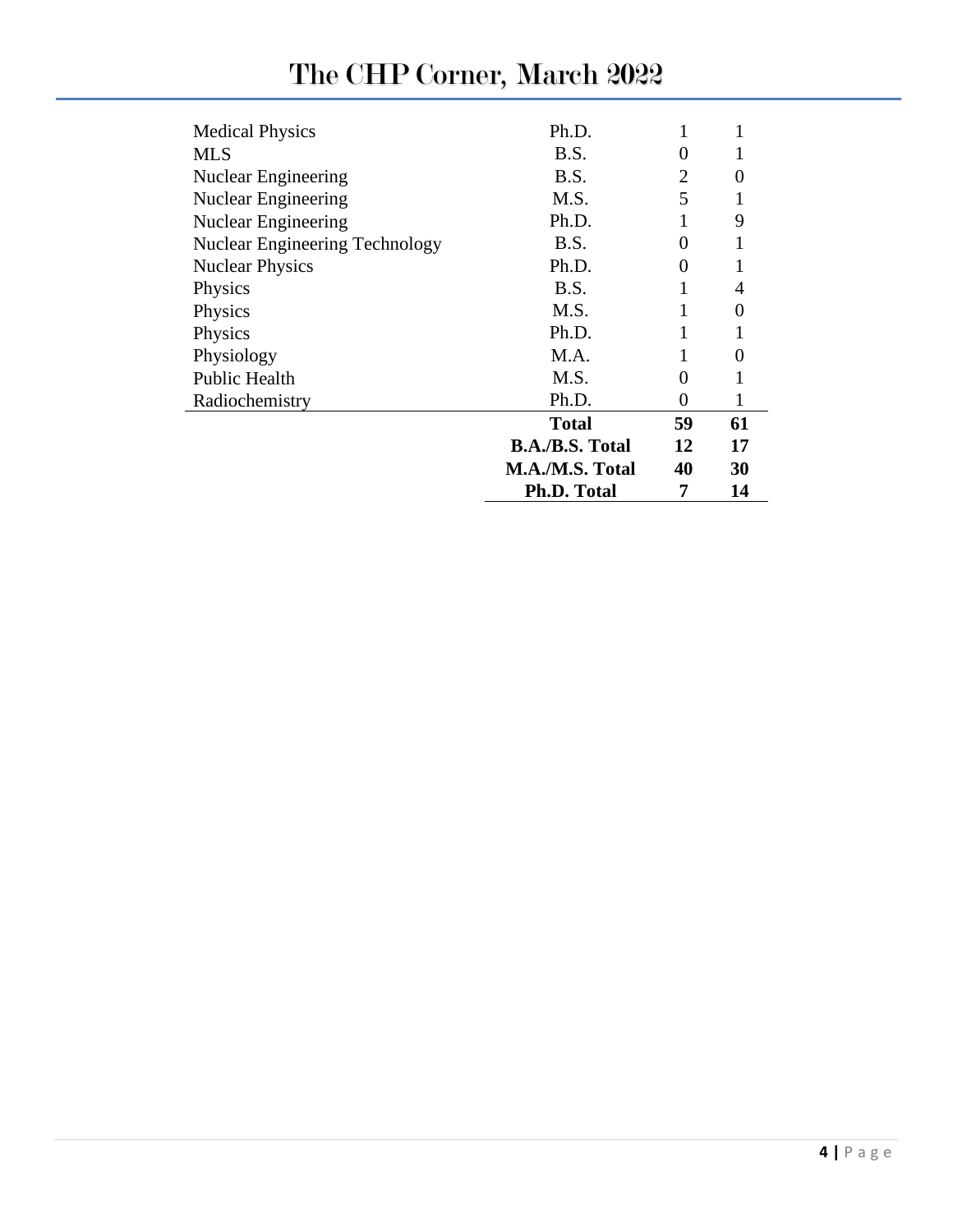| | | | |
|---|---|---|---|
| Medical Physics | Ph.D. | 1 | 1 |
| MLS | B.S. | 0 | 1 |
| Nuclear Engineering | B.S. | 2 | 0 |
| Nuclear Engineering | M.S. | 5 | 1 |
| Nuclear Engineering | Ph.D. | 1 | 9 |
| Nuclear Engineering Technology | B.S. | 0 | 1 |
| Nuclear Physics | Ph.D. | 0 | 1 |
| Physics | B.S. | 1 | 4 |
| Physics | M.S. | 1 | 0 |
| Physics | Ph.D. | 1 | 1 |
| Physiology | M.A. | 1 | 0 |
| Public Health | M.S. | 0 | 1 |
| Radiochemistry | Ph.D. | 0 | 1 |
| | **Total** | **59** | **61** |
| | **B.A./B.S. Total** | **12** | **17** |
| | **M.A./M.S. Total** | **40** | **30** |
| | **Ph.D. Total** | **7** | **14** |